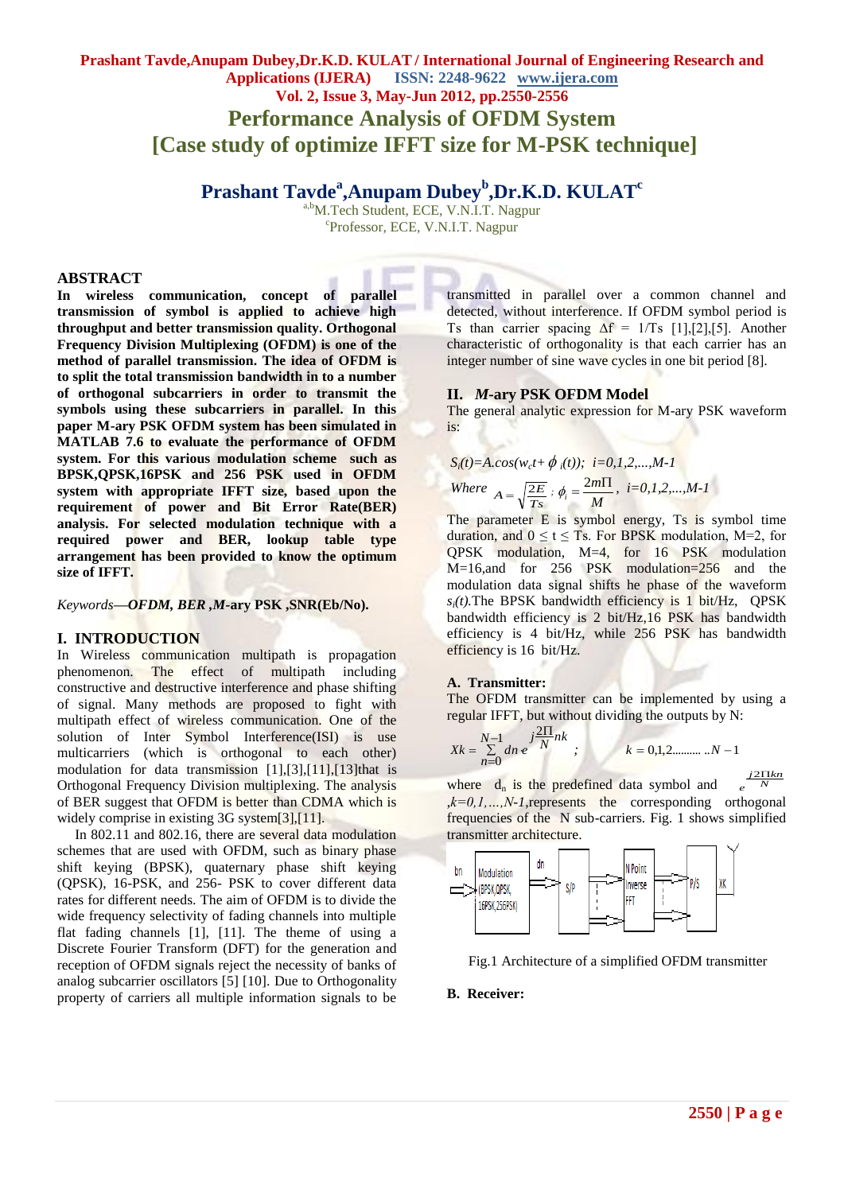# Performance Analysis of OFDM System
# [Case study of optimize IFFT size for M-PSK technique]

## Prashant Tavde[a], Anupam Dubey[b], Dr.K.D. KULAT[c]

[a,b]M.Tech Student, ECE, V.N.I.T. Nagpur
[c]Professor, ECE, V.N.I.T. Nagpur

### ABSTRACT

**In wireless communication, concept of parallel transmission of symbol is applied to achieve high throughput and better transmission quality. Orthogonal Frequency Division Multiplexing (OFDM) is one of the method of parallel transmission. The idea of OFDM is to split the total transmission bandwidth in to a number of orthogonal subcarriers in order to transmit the symbols using these subcarriers in parallel. In this paper M-ary PSK OFDM system has been simulated in MATLAB 7.6 to evaluate the performance of OFDM system. For this various modulation scheme such as BPSK,QPSK,16PSK and 256 PSK used in OFDM system with appropriate IFFT size, based upon the requirement of power and Bit Error Rate(BER) analysis. For selected modulation technique with a required power and BER, lookup table type arrangement has been provided to know the optimum size of IFFT.**

*Keywords—**OFDM, BER ,M**-ary* **PSK ,SNR(Eb/No).**

### I. INTRODUCTION

In Wireless communication multipath is propagation phenomenon. The effect of multipath including constructive and destructive interference and phase shifting of signal. Many methods are proposed to fight with multipath effect of wireless communication. One of the solution of Inter Symbol Interference(ISI) is use multicarriers (which is orthogonal to each other) modulation for data transmission [1],[3],[11],[13]that is Orthogonal Frequency Division multiplexing. The analysis of BER suggest that OFDM is better than CDMA which is widely comprise in existing 3G system[3],[11].

In 802.11 and 802.16, there are several data modulation schemes that are used with OFDM, such as binary phase shift keying (BPSK), quaternary phase shift keying (QPSK), 16-PSK, and 256- PSK to cover different data rates for different needs. The aim of OFDM is to divide the wide frequency selectivity of fading channels into multiple flat fading channels [1], [11]. The theme of using a Discrete Fourier Transform (DFT) for the generation and reception of OFDM signals reject the necessity of banks of analog subcarrier oscillators [5] [10]. Due to Orthogonality property of carriers all multiple information signals to be transmitted in parallel over a common channel and detected, without interference. If OFDM symbol period is Ts than carrier spacing $\Delta f = 1/Ts$ [1],[2],[5]. Another characteristic of orthogonality is that each carrier has an integer number of sine wave cycles in one bit period [8].

### II. *M*-ary PSK OFDM Model

The general analytic expression for M-ary PSK waveform is:

$$S_i(t)=A.\cos(w_c t+\phi_i(t)); \quad i=0,1,2,...,M-1$$

$$\text{Where } A=\sqrt{\frac{2E}{Ts}}\,; \; \phi_i=\frac{2m\Pi}{M}, \quad i=0,1,2,...,M-1$$

The parameter E is symbol energy, Ts is symbol time duration, and $0 \le t \le Ts$. For BPSK modulation, M=2, for QPSK modulation, M=4, for 16 PSK modulation M=16,and for 256 PSK modulation=256 and the modulation data signal shifts he phase of the waveform $s_i(t)$.The BPSK bandwidth efficiency is 1 bit/Hz, QPSK bandwidth efficiency is 2 bit/Hz,16 PSK has bandwidth efficiency is 4 bit/Hz, while 256 PSK has bandwidth efficiency is 16 bit/Hz.

#### A. Transmitter:

The OFDM transmitter can be implemented by using a regular IFFT, but without dividing the outputs by N:

$$Xk=\sum_{n=0}^{N-1} dn\, e^{j\frac{2\Pi}{N}nk} \quad ; \qquad k=0,1,2.........N-1$$

where $d_n$ is the predefined data symbol and $e^{\frac{j2\Pi kn}{N}}$ ,$k=0,1,...,N-1$,represents the corresponding orthogonal frequencies of the N sub-carriers. Fig. 1 shows simplified transmitter architecture.

Fig.1 Architecture of a simplified OFDM transmitter

#### B. Receiver: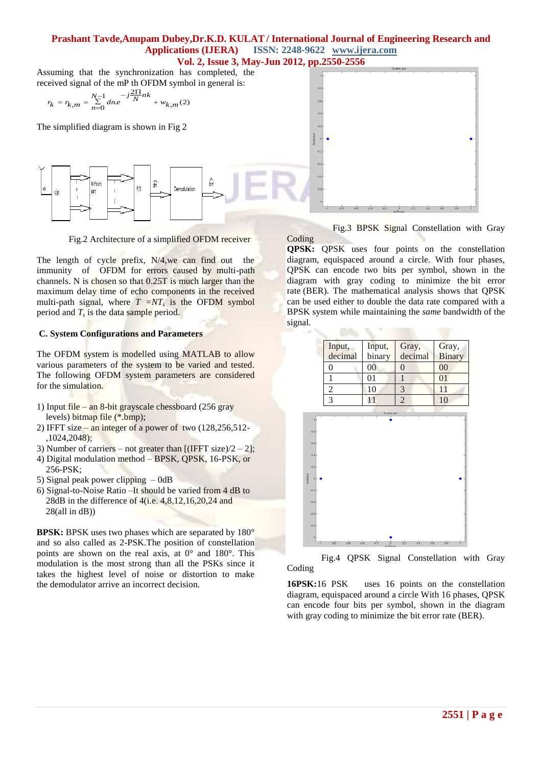Assuming that the synchronization has completed, the received signal of the mP th OFDM symbol in general is:

$$r_k = r_{k,m} = \sum_{n=0}^{N-1} dn.e^{-j\frac{2\Pi}{N}nk} + w_{k,m} \quad (2)$$

The simplified diagram is shown in Fig 2

Fig.2 Architecture of a simplified OFDM receiver

The length of cycle prefix, N/4,we can find out the immunity of OFDM for errors caused by multi-path channels. N is chosen so that 0.25T is much larger than the maximum delay time of echo components in the received multi-path signal, where $T = NT_s$ is the OFDM symbol period and $T_s$ is the data sample period.

### C. System Configurations and Parameters

The OFDM system is modelled using MATLAB to allow various parameters of the system to be varied and tested. The following OFDM system parameters are considered for the simulation.

1) Input file – an 8-bit grayscale chessboard (256 gray levels) bitmap file (*.bmp);
2) IFFT size – an integer of a power of two (128,256,512-,1024,2048);
3) Number of carriers – not greater than [(IFFT size)/2 – 2];
4) Digital modulation method – BPSK, QPSK, 16-PSK, or 256-PSK;
5) Signal peak power clipping – 0dB
6) Signal-to-Noise Ratio –It should be varied from 4 dB to 28dB in the difference of 4(i.e. 4,8,12,16,20,24 and 28(all in dB))

**BPSK:** BPSK uses two phases which are separated by 180° and so also called as 2-PSK.The position of constellation points are shown on the real axis, at 0° and 180°. This modulation is the most strong than all the PSKs since it takes the highest level of noise or distortion to make the demodulator arrive an incorrect decision.

Fig.3 BPSK Signal Constellation with Gray Coding

**QPSK:** QPSK uses four points on the constellation diagram, equispaced around a circle. With four phases, QPSK can encode two bits per symbol, shown in the diagram with gray coding to minimize the bit error rate (BER). The mathematical analysis shows that QPSK can be used either to double the data rate compared with a BPSK system while maintaining the *same* bandwidth of the signal.

| Input, decimal | Input, binary | Gray, decimal | Gray, Binary |
|---|---|---|---|
| 0 | 00 | 0 | 00 |
| 1 | 01 | 1 | 01 |
| 2 | 10 | 3 | 11 |
| 3 | 11 | 2 | 10 |

Fig.4 QPSK Signal Constellation with Gray Coding

**16PSK:**16 PSK uses 16 points on the constellation diagram, equispaced around a circle With 16 phases, QPSK can encode four bits per symbol, shown in the diagram with gray coding to minimize the bit error rate (BER).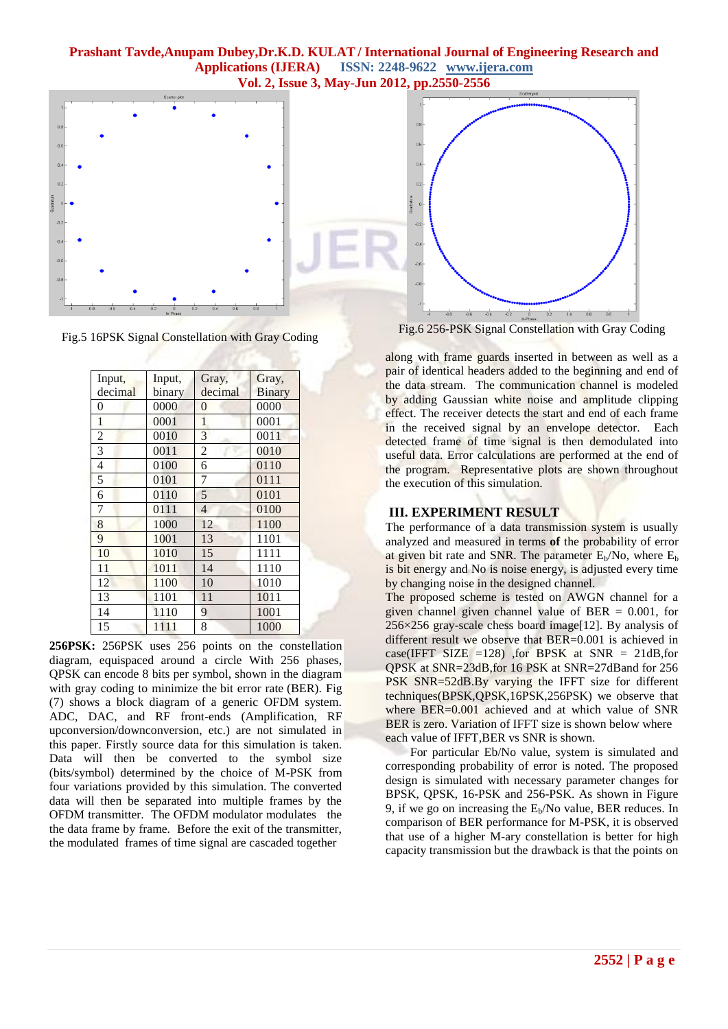Fig.5 16PSK Signal Constellation with Gray Coding

Fig.6 256-PSK Signal Constellation with Gray Coding

| Input, decimal | Input, binary | Gray, decimal | Gray, Binary |
|---|---|---|---|
| 0 | 0000 | 0 | 0000 |
| 1 | 0001 | 1 | 0001 |
| 2 | 0010 | 3 | 0011 |
| 3 | 0011 | 2 | 0010 |
| 4 | 0100 | 6 | 0110 |
| 5 | 0101 | 7 | 0111 |
| 6 | 0110 | 5 | 0101 |
| 7 | 0111 | 4 | 0100 |
| 8 | 1000 | 12 | 1100 |
| 9 | 1001 | 13 | 1101 |
| 10 | 1010 | 15 | 1111 |
| 11 | 1011 | 14 | 1110 |
| 12 | 1100 | 10 | 1010 |
| 13 | 1101 | 11 | 1011 |
| 14 | 1110 | 9 | 1001 |
| 15 | 1111 | 8 | 1000 |

**256PSK:** 256PSK uses 256 points on the constellation diagram, equispaced around a circle With 256 phases, QPSK can encode 8 bits per symbol, shown in the diagram with gray coding to minimize the bit error rate (BER). Fig (7) shows a block diagram of a generic OFDM system. ADC, DAC, and RF front-ends (Amplification, RF upconversion/downconversion, etc.) are not simulated in this paper. Firstly source data for this simulation is taken. Data will then be converted to the symbol size (bits/symbol) determined by the choice of M-PSK from four variations provided by this simulation. The converted data will then be separated into multiple frames by the OFDM transmitter. The OFDM modulator modulates the the data frame by frame. Before the exit of the transmitter, the modulated frames of time signal are cascaded together along with frame guards inserted in between as well as a pair of identical headers added to the beginning and end of the data stream. The communication channel is modeled by adding Gaussian white noise and amplitude clipping effect. The receiver detects the start and end of each frame in the received signal by an envelope detector. Each detected frame of time signal is then demodulated into useful data. Error calculations are performed at the end of the program. Representative plots are shown throughout the execution of this simulation.

## III. EXPERIMENT RESULT

The performance of a data transmission system is usually analyzed and measured in terms **of** the probability of error at given bit rate and SNR. The parameter $E_b$/No, where $E_b$ is bit energy and No is noise energy, is adjusted every time by changing noise in the designed channel.

The proposed scheme is tested on AWGN channel for a given channel given channel value of BER = 0.001, for 256×256 gray-scale chess board image[12]. By analysis of different result we observe that BER=0.001 is achieved in case(IFFT SIZE =128) ,for BPSK at SNR = 21dB,for QPSK at SNR=23dB,for 16 PSK at SNR=27dBand for 256 PSK SNR=52dB.By varying the IFFT size for different techniques(BPSK,QPSK,16PSK,256PSK) we observe that where BER=0.001 achieved and at which value of SNR BER is zero. Variation of IFFT size is shown below where each value of IFFT,BER vs SNR is shown.

For particular Eb/No value, system is simulated and corresponding probability of error is noted. The proposed design is simulated with necessary parameter changes for BPSK, QPSK, 16-PSK and 256-PSK. As shown in Figure 9, if we go on increasing the $E_b$/No value, BER reduces. In comparison of BER performance for M-PSK, it is observed that use of a higher M-ary constellation is better for high capacity transmission but the drawback is that the points on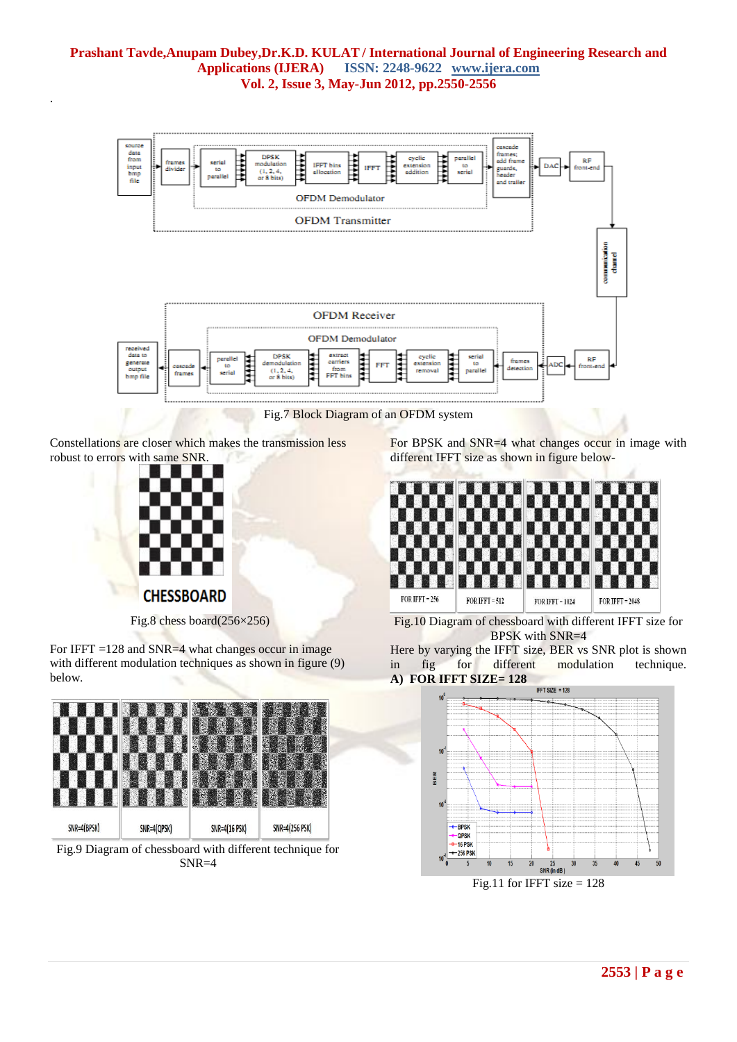Fig.7 Block Diagram of an OFDM system

Constellations are closer which makes the transmission less robust to errors with same SNR.

Fig.8 chess board(256×256)

For IFFT =128 and SNR=4 what changes occur in image with different modulation techniques as shown in figure (9) below.

Fig.9 Diagram of chessboard with different technique for SNR=4

For BPSK and SNR=4 what changes occur in image with different IFFT size as shown in figure below-

Fig.10 Diagram of chessboard with different IFFT size for BPSK with SNR=4

Here by varying the IFFT size, BER vs SNR plot is shown in fig for different modulation technique.

**A) FOR IFFT SIZE= 128**

Fig.11 for IFFT size = 128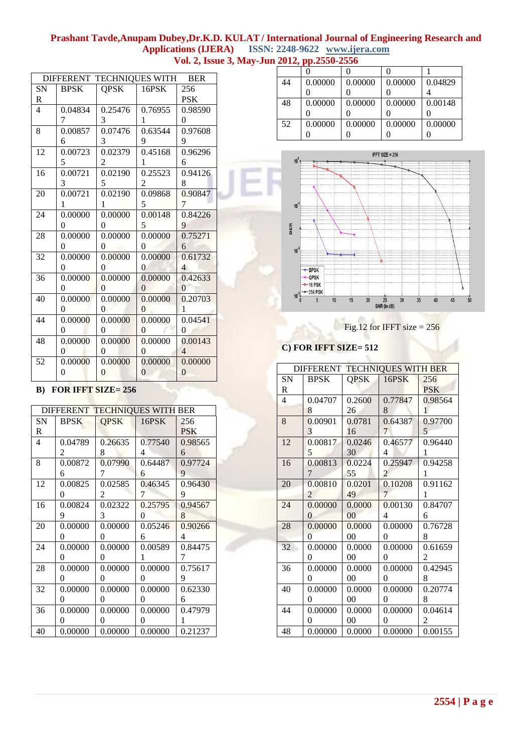| DIFFERENT TECHNIQUES WITH BER | | | | |
|---|---|---|---|---|
| SNR | BPSK | QPSK | 16PSK | 256 PSK |
| 4 | 0.048347 | 0.254763 | 0.769551 | 0.985900 |
| 8 | 0.008576 | 0.074763 | 0.635449 | 0.976089 |
| 12 | 0.007235 | 0.023792 | 0.451681 | 0.962966 |
| 16 | 0.007213 | 0.021905 | 0.255232 | 0.941268 |
| 20 | 0.007211 | 0.021901 | 0.098685 | 0.908477 |
| 24 | 0.000000 | 0.000000 | 0.001485 | 0.842269 |
| 28 | 0.000000 | 0.000000 | 0.000000 | 0.752716 |
| 32 | 0.000000 | 0.000000 | 0.000000 | 0.617324 |
| 36 | 0.000000 | 0.000000 | 0.000000 | 0.426330 |
| 40 | 0.000000 | 0.000000 | 0.000000 | 0.207031 |
| 44 | 0.000000 | 0.000000 | 0.000000 | 0.045410 |
| 48 | 0.000000 | 0.000000 | 0.000000 | 0.001434 |
| 52 | 0.000000 | 0.000000 | 0.000000 | 0.000000 |

**B) FOR IFFT SIZE= 256**

| DIFFERENT TECHNIQUES WITH BER | | | | |
|---|---|---|---|---|
| SNR | BPSK | QPSK | 16PSK | 256 PSK |
| 4 | 0.047892 | 0.266358 | 0.775404 | 0.985656 |
| 8 | 0.008726 | 0.079907 | 0.644876 | 0.977249 |
| 12 | 0.008250 | 0.025852 | 0.463457 | 0.964309 |
| 16 | 0.008249 | 0.023223 | 0.257950 | 0.945678 |
| 20 | 0.000000 | 0.000000 | 0.052466 | 0.902664 |
| 24 | 0.000000 | 0.000000 | 0.005891 | 0.844757 |
| 28 | 0.000000 | 0.000000 | 0.000000 | 0.756179 |
| 32 | 0.000000 | 0.000000 | 0.000000 | 0.623306 |
| 36 | 0.000000 | 0.000000 | 0.000000 | 0.479791 |
| 40 | 0.000000 | 0.000000 | 0.000000 | 0.212371 |
| 44 | 0.000000 | 0.000000 | 0.000000 | 0.048294 |
| 48 | 0.000000 | 0.000000 | 0.000000 | 0.001480 |
| 52 | 0.000000 | 0.000000 | 0.000000 | 0.000000 |

Fig.12 for IFFT size = 256

**C) FOR IFFT SIZE= 512**

| DIFFERENT TECHNIQUES WITH BER | | | | |
|---|---|---|---|---|
| SNR | BPSK | QPSK | 16PSK | 256 PSK |
| 4 | 0.047078 | 0.260026 | 0.778478 | 0.985641 |
| 8 | 0.009013 | 0.078116 | 0.643877 | 0.977005 |
| 12 | 0.008175 | 0.024630 | 0.465774 | 0.964401 |
| 16 | 0.008137 | 0.022455 | 0.259472 | 0.942581 |
| 20 | 0.008102 | 0.020149 | 0.102087 | 0.911621 |
| 24 | 0.000000 | 0.000000 | 0.001304 | 0.847076 |
| 28 | 0.000000 | 0.000000 | 0.000000 | 0.767288 |
| 32 | 0.000000 | 0.000000 | 0.000000 | 0.616592 |
| 36 | 0.000000 | 0.000000 | 0.000000 | 0.429458 |
| 40 | 0.000000 | 0.000000 | 0.000000 | 0.207748 |
| 44 | 0.000000 | 0.000000 | 0.000000 | 0.046142 |
| 48 | 0.000000 | 0.0000 | 0.00000 | 0.00155 |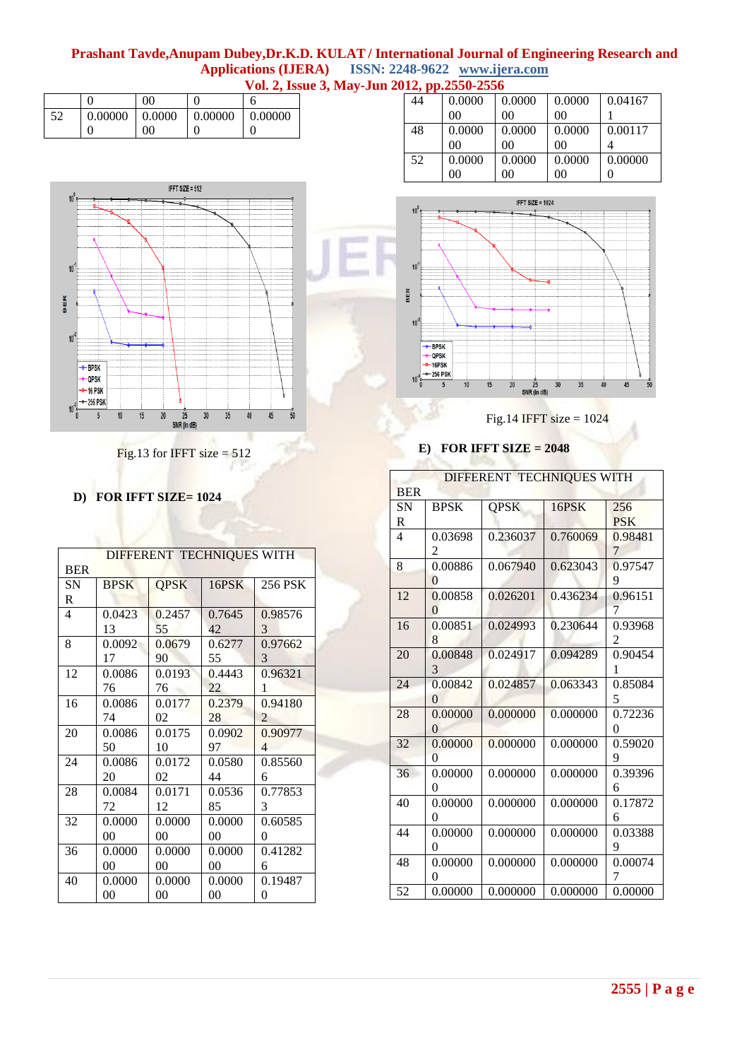| | 0 | 00 | 0 | 6 |
|---|---|---|---|---|
| 52 | 0.000000 | 0.000000 | 0.000000 | 0.000000 |

Fig.13 for IFFT size = 512

**D) FOR IFFT SIZE= 1024**

| DIFFERENT TECHNIQUES WITH BER | | | | |
|---|---|---|---|---|
| SNR | BPSK | QPSK | 16PSK | 256 PSK |
| 4 | 0.042313 | 0.245755 | 0.764542 | 0.985763 |
| 8 | 0.009217 | 0.067990 | 0.627755 | 0.976623 |
| 12 | 0.008676 | 0.019376 | 0.444322 | 0.963211 |
| 16 | 0.008674 | 0.017702 | 0.237928 | 0.941802 |
| 20 | 0.008650 | 0.017510 | 0.090297 | 0.909774 |
| 24 | 0.008620 | 0.017202 | 0.058044 | 0.855606 |
| 28 | 0.008472 | 0.017112 | 0.053685 | 0.778533 |
| 32 | 0.000000 | 0.000000 | 0.000000 | 0.605850 |
| 36 | 0.000000 | 0.000000 | 0.000000 | 0.412826 |
| 40 | 0.000000 | 0.000000 | 0.000000 | 0.194870 |
| 44 | 0.000000 | 0.000000 | 0.000000 | 0.041671 |
| 48 | 0.000000 | 0.000000 | 0.000000 | 0.001174 |
| 52 | 0.000000 | 0.000000 | 0.000000 | 0.000000 |

Fig.14 IFFT size = 1024

**E) FOR IFFT SIZE = 2048**

| DIFFERENT TECHNIQUES WITH BER | | | | |
|---|---|---|---|---|
| SNR | BPSK | QPSK | 16PSK | 256 PSK |
| 4 | 0.036982 | 0.236037 | 0.760069 | 0.984817 |
| 8 | 0.008860 | 0.067940 | 0.623043 | 0.975479 |
| 12 | 0.008580 | 0.026201 | 0.436234 | 0.961517 |
| 16 | 0.008518 | 0.024993 | 0.230644 | 0.939682 |
| 20 | 0.008483 | 0.024917 | 0.094289 | 0.904541 |
| 24 | 0.008420 | 0.024857 | 0.063343 | 0.850845 |
| 28 | 0.000000 | 0.000000 | 0.000000 | 0.722360 |
| 32 | 0.000000 | 0.000000 | 0.000000 | 0.590209 |
| 36 | 0.000000 | 0.000000 | 0.000000 | 0.393966 |
| 40 | 0.000000 | 0.000000 | 0.000000 | 0.178726 |
| 44 | 0.000000 | 0.000000 | 0.000000 | 0.033889 |
| 48 | 0.000000 | 0.000000 | 0.000000 | 0.000747 |
| 52 | 0.00000 | 0.000000 | 0.000000 | 0.00000 |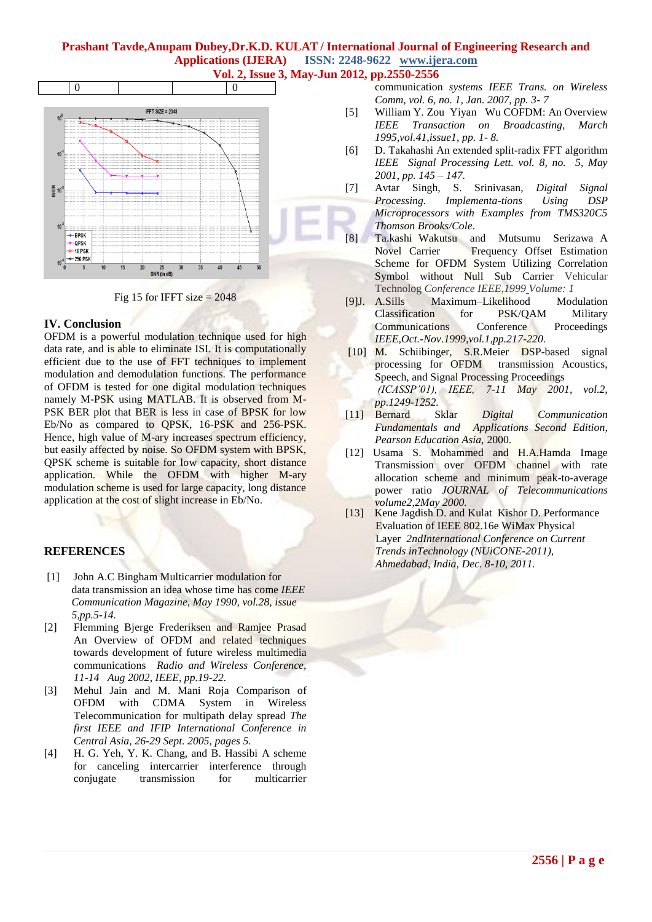| | | | | |
|---|---|---|---|---|
| | 0 | | | 0 |

IFFT SIZE = 2048

BER

SNR (in dB)

BPSK
QPSK
16 PSK
256 PSK

Fig 15 for IFFT size = 2048

## IV. Conclusion

OFDM is a powerful modulation technique used for high data rate, and is able to eliminate ISI. It is computationally efficient due to the use of FFT techniques to implement modulation and demodulation functions. The performance of OFDM is tested for one digital modulation techniques namely M-PSK using MATLAB. It is observed from M-PSK BER plot that BER is less in case of BPSK for low Eb/No as compared to QPSK, 16-PSK and 256-PSK. Hence, high value of M-ary increases spectrum efficiency, but easily affected by noise. So OFDM system with BPSK, QPSK scheme is suitable for low capacity, short distance application. While the OFDM with higher M-ary modulation scheme is used for large capacity, long distance application at the cost of slight increase in Eb/No.

## REFERENCES

[1] John A.C Bingham Multicarrier modulation for data transmission an idea whose time has come *IEEE Communication Magazine, May 1990, vol.28, issue 5,pp.5-14.*

[2] Flemming Bjerge Frederiksen and Ramjee Prasad An Overview of OFDM and related techniques towards development of future wireless multimedia communications *Radio and Wireless Conference, 11-14 Aug 2002, IEEE, pp.19-22.*

[3] Mehul Jain and M. Mani Roja Comparison of OFDM with CDMA System in Wireless Telecommunication for multipath delay spread *The first IEEE and IFIP International Conference in Central Asia, 26-29 Sept. 2005, pages 5.*

[4] H. G. Yeh, Y. K. Chang, and B. Hassibi A scheme for canceling intercarrier interference through conjugate transmission for multicarrier communication *systems IEEE Trans. on Wireless Comm, vol. 6, no. 1, Jan. 2007, pp. 3- 7*

[5] William Y. Zou Yiyan Wu COFDM: An Overview *IEEE Transaction on Broadcasting, March 1995,vol.41,issue1, pp. 1- 8.*

[6] D. Takahashi An extended split-radix FFT algorithm *IEEE Signal Processing Lett. vol. 8, no. 5, May 2001, pp. 145 – 147.*

[7] Avtar Singh, S. Srinivasan, *Digital Signal Processing. Implementa-tions Using DSP Microprocessors with Examples from TMS320C5 Thomson Brooks/Cole.*

[8] Ta.kashi Wakutsu and Mutsumu Serizawa A Novel Carrier Frequency Offset Estimation Scheme for OFDM System Utilizing Correlation Symbol without Null Sub Carrier Vehicular Technolog *Conference IEEE,1999 Volume: 1*

[9]J. A.Sills Maximum–Likelihood Modulation Classification for PSK/QAM Military Communications Conference Proceedings *IEEE,Oct.-Nov.1999,vol.1,pp.217-220.*

[10] M. Schiibinger, S.R.Meier DSP-based signal processing for OFDM transmission Acoustics, Speech, and Signal Processing Proceedings *(ICASSP'01), IEEE, 7-11 May 2001, vol.2, pp.1249-1252.*

[11] Bernard Sklar *Digital Communication Fundamentals and Applications Second Edition, Pearson Education Asia,* 2000.

[12] Usama S. Mohammed and H.A.Hamda Image Transmission over OFDM channel with rate allocation scheme and minimum peak-to-average power ratio *JOURNAL of Telecommunications volume2,2May 2000.*

[13] Kene Jagdish D. and Kulat Kishor D. Performance Evaluation of IEEE 802.16e WiMax Physical Layer *2ndInternational Conference on Current Trends inTechnology (NUiCONE-2011), Ahmedabad, India, Dec. 8-10, 2011.*